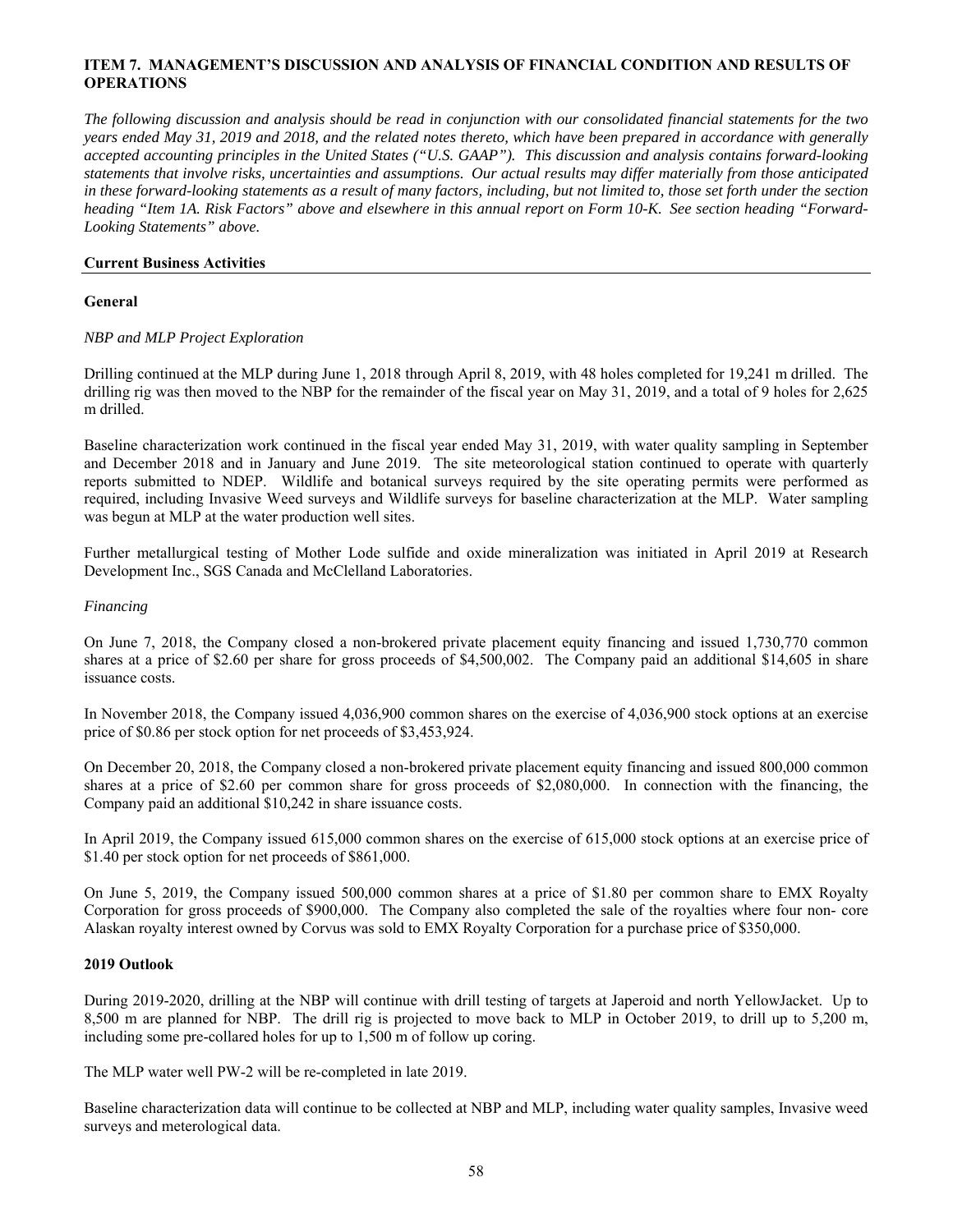## ITEM 7. MANAGEMENT'S DISCUSSION AND ANALYSIS OF FINANCIAL CONDITION AND RESULTS OF OPERATIONS

*The following discussion and analysis should be read in conjunction with our consolidated financial statements for the two years ended May 31, 2019 and 2018, and the related notes thereto, which have been prepared in accordance with generally accepted accounting principles in the United States ("U.S. GAAP"). This discussion and analysis contains forward-looking statements that involve risks, uncertainties and assumptions. Our actual results may differ materially from those anticipated in these forward-looking statements as a result of many factors, including, but not limited to, those set forth under the section heading "Item 1A. Risk Factors" above and elsewhere in this annual report on Form 10-K. See section heading "Forward-Looking Statements" above.*

### Current Business Activities

#### General

*NBP and MLP Project Exploration*

Drilling continued at the MLP during June 1, 2018 through April 8, 2019, with 48 holes completed for 19,241 m drilled. The drilling rig was then moved to the NBP for the remainder of the fiscal year on May 31, 2019, and a total of 9 holes for 2,625 m drilled.

Baseline characterization work continued in the fiscal year ended May 31, 2019, with water quality sampling in September and December 2018 and in January and June 2019. The site meteorological station continued to operate with quarterly reports submitted to NDEP. Wildlife and botanical surveys required by the site operating permits were performed as required, including Invasive Weed surveys and Wildlife surveys for baseline characterization at the MLP. Water sampling was begun at MLP at the water production well sites.

Further metallurgical testing of Mother Lode sulfide and oxide mineralization was initiated in April 2019 at Research Development Inc., SGS Canada and McClelland Laboratories.

*Financing*

On June 7, 2018, the Company closed a non-brokered private placement equity financing and issued 1,730,770 common shares at a price of $2.60 per share for gross proceeds of $4,500,002. The Company paid an additional $14,605 in share issuance costs.

In November 2018, the Company issued 4,036,900 common shares on the exercise of 4,036,900 stock options at an exercise price of $0.86 per stock option for net proceeds of $3,453,924.

On December 20, 2018, the Company closed a non-brokered private placement equity financing and issued 800,000 common shares at a price of $2.60 per common share for gross proceeds of $2,080,000. In connection with the financing, the Company paid an additional $10,242 in share issuance costs.

In April 2019, the Company issued 615,000 common shares on the exercise of 615,000 stock options at an exercise price of $1.40 per stock option for net proceeds of $861,000.

On June 5, 2019, the Company issued 500,000 common shares at a price of $1.80 per common share to EMX Royalty Corporation for gross proceeds of $900,000. The Company also completed the sale of the royalties where four non- core Alaskan royalty interest owned by Corvus was sold to EMX Royalty Corporation for a purchase price of $350,000.

#### 2019 Outlook

During 2019-2020, drilling at the NBP will continue with drill testing of targets at Japeroid and north YellowJacket. Up to 8,500 m are planned for NBP. The drill rig is projected to move back to MLP in October 2019, to drill up to 5,200 m, including some pre-collared holes for up to 1,500 m of follow up coring.

The MLP water well PW-2 will be re-completed in late 2019.

Baseline characterization data will continue to be collected at NBP and MLP, including water quality samples, Invasive weed surveys and meterological data.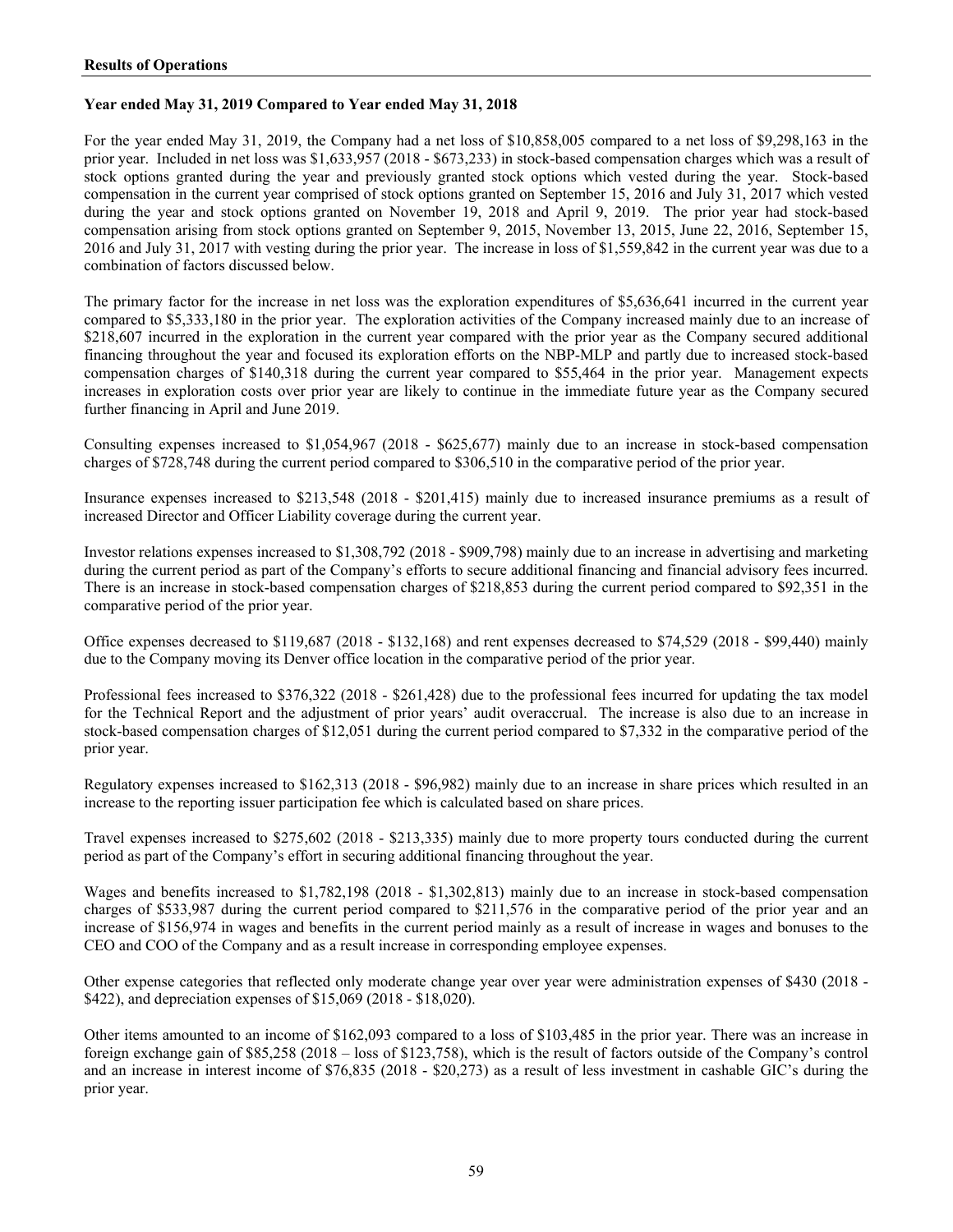## Results of Operations

### Year ended May 31, 2019 Compared to Year ended May 31, 2018

For the year ended May 31, 2019, the Company had a net loss of $10,858,005 compared to a net loss of $9,298,163 in the prior year. Included in net loss was $1,633,957 (2018 - $673,233) in stock-based compensation charges which was a result of stock options granted during the year and previously granted stock options which vested during the year. Stock-based compensation in the current year comprised of stock options granted on September 15, 2016 and July 31, 2017 which vested during the year and stock options granted on November 19, 2018 and April 9, 2019. The prior year had stock-based compensation arising from stock options granted on September 9, 2015, November 13, 2015, June 22, 2016, September 15, 2016 and July 31, 2017 with vesting during the prior year. The increase in loss of $1,559,842 in the current year was due to a combination of factors discussed below.

The primary factor for the increase in net loss was the exploration expenditures of $5,636,641 incurred in the current year compared to $5,333,180 in the prior year. The exploration activities of the Company increased mainly due to an increase of $218,607 incurred in the exploration in the current year compared with the prior year as the Company secured additional financing throughout the year and focused its exploration efforts on the NBP-MLP and partly due to increased stock-based compensation charges of $140,318 during the current year compared to $55,464 in the prior year. Management expects increases in exploration costs over prior year are likely to continue in the immediate future year as the Company secured further financing in April and June 2019.

Consulting expenses increased to $1,054,967 (2018 - $625,677) mainly due to an increase in stock-based compensation charges of $728,748 during the current period compared to $306,510 in the comparative period of the prior year.

Insurance expenses increased to $213,548 (2018 - $201,415) mainly due to increased insurance premiums as a result of increased Director and Officer Liability coverage during the current year.

Investor relations expenses increased to $1,308,792 (2018 - $909,798) mainly due to an increase in advertising and marketing during the current period as part of the Company's efforts to secure additional financing and financial advisory fees incurred. There is an increase in stock-based compensation charges of $218,853 during the current period compared to $92,351 in the comparative period of the prior year.

Office expenses decreased to $119,687 (2018 - $132,168) and rent expenses decreased to $74,529 (2018 - $99,440) mainly due to the Company moving its Denver office location in the comparative period of the prior year.

Professional fees increased to $376,322 (2018 - $261,428) due to the professional fees incurred for updating the tax model for the Technical Report and the adjustment of prior years' audit overaccrual. The increase is also due to an increase in stock-based compensation charges of $12,051 during the current period compared to $7,332 in the comparative period of the prior year.

Regulatory expenses increased to $162,313 (2018 - $96,982) mainly due to an increase in share prices which resulted in an increase to the reporting issuer participation fee which is calculated based on share prices.

Travel expenses increased to $275,602 (2018 - $213,335) mainly due to more property tours conducted during the current period as part of the Company's effort in securing additional financing throughout the year.

Wages and benefits increased to $1,782,198 (2018 - $1,302,813) mainly due to an increase in stock-based compensation charges of $533,987 during the current period compared to $211,576 in the comparative period of the prior year and an increase of $156,974 in wages and benefits in the current period mainly as a result of increase in wages and bonuses to the CEO and COO of the Company and as a result increase in corresponding employee expenses.

Other expense categories that reflected only moderate change year over year were administration expenses of $430 (2018 - $422), and depreciation expenses of $15,069 (2018 - $18,020).

Other items amounted to an income of $162,093 compared to a loss of $103,485 in the prior year. There was an increase in foreign exchange gain of $85,258 (2018 – loss of $123,758), which is the result of factors outside of the Company's control and an increase in interest income of $76,835 (2018 - $20,273) as a result of less investment in cashable GIC's during the prior year.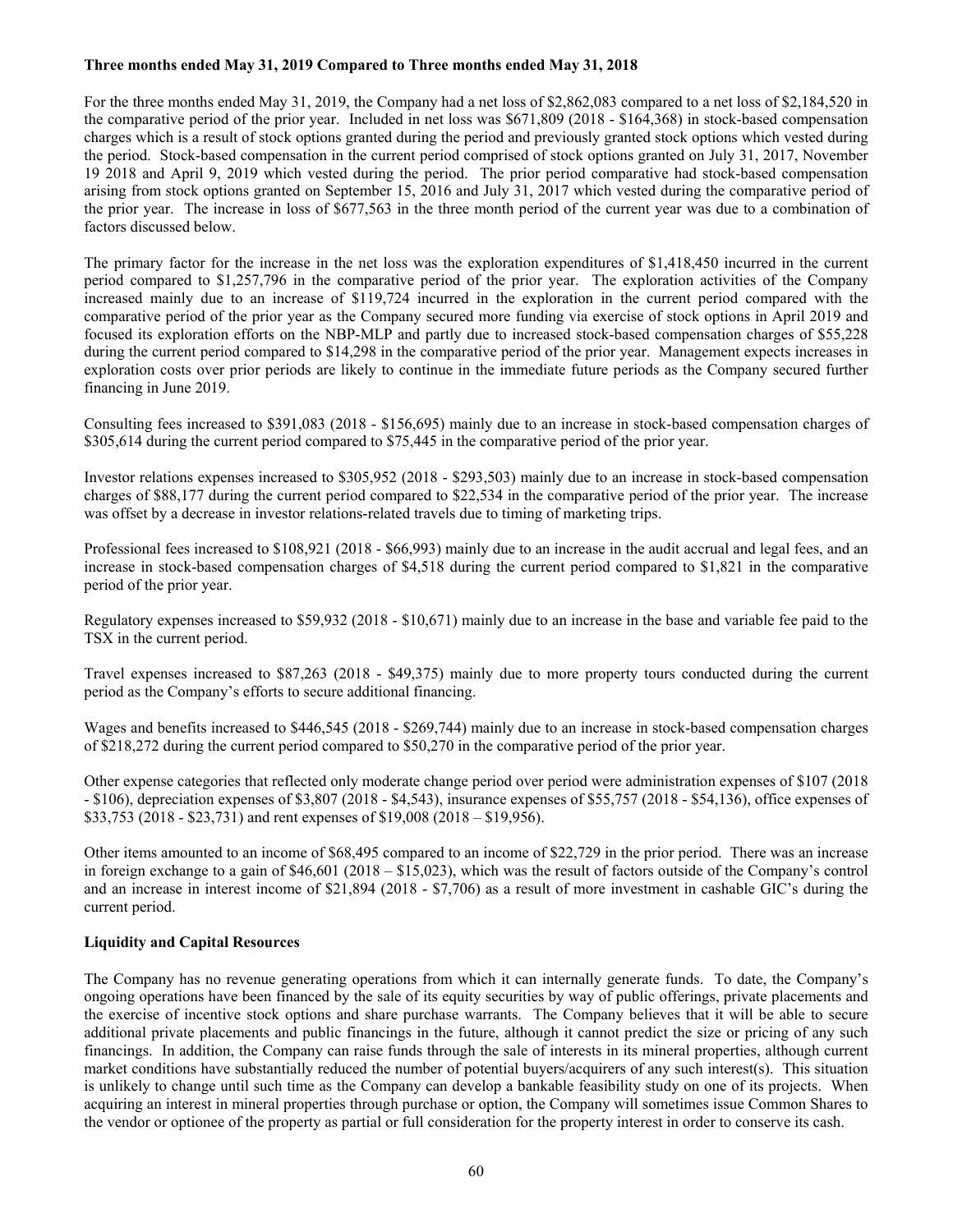**Three months ended May 31, 2019 Compared to Three months ended May 31, 2018**

For the three months ended May 31, 2019, the Company had a net loss of $2,862,083 compared to a net loss of $2,184,520 in the comparative period of the prior year. Included in net loss was $671,809 (2018 - $164,368) in stock-based compensation charges which is a result of stock options granted during the period and previously granted stock options which vested during the period. Stock-based compensation in the current period comprised of stock options granted on July 31, 2017, November 19 2018 and April 9, 2019 which vested during the period. The prior period comparative had stock-based compensation arising from stock options granted on September 15, 2016 and July 31, 2017 which vested during the comparative period of the prior year. The increase in loss of $677,563 in the three month period of the current year was due to a combination of factors discussed below.

The primary factor for the increase in the net loss was the exploration expenditures of $1,418,450 incurred in the current period compared to $1,257,796 in the comparative period of the prior year. The exploration activities of the Company increased mainly due to an increase of $119,724 incurred in the exploration in the current period compared with the comparative period of the prior year as the Company secured more funding via exercise of stock options in April 2019 and focused its exploration efforts on the NBP-MLP and partly due to increased stock-based compensation charges of $55,228 during the current period compared to $14,298 in the comparative period of the prior year. Management expects increases in exploration costs over prior periods are likely to continue in the immediate future periods as the Company secured further financing in June 2019.

Consulting fees increased to $391,083 (2018 - $156,695) mainly due to an increase in stock-based compensation charges of $305,614 during the current period compared to $75,445 in the comparative period of the prior year.

Investor relations expenses increased to $305,952 (2018 - $293,503) mainly due to an increase in stock-based compensation charges of $88,177 during the current period compared to $22,534 in the comparative period of the prior year. The increase was offset by a decrease in investor relations-related travels due to timing of marketing trips.

Professional fees increased to $108,921 (2018 - $66,993) mainly due to an increase in the audit accrual and legal fees, and an increase in stock-based compensation charges of $4,518 during the current period compared to $1,821 in the comparative period of the prior year.

Regulatory expenses increased to $59,932 (2018 - $10,671) mainly due to an increase in the base and variable fee paid to the TSX in the current period.

Travel expenses increased to $87,263 (2018 - $49,375) mainly due to more property tours conducted during the current period as the Company's efforts to secure additional financing.

Wages and benefits increased to $446,545 (2018 - $269,744) mainly due to an increase in stock-based compensation charges of $218,272 during the current period compared to $50,270 in the comparative period of the prior year.

Other expense categories that reflected only moderate change period over period were administration expenses of $107 (2018 - $106), depreciation expenses of $3,807 (2018 - $4,543), insurance expenses of $55,757 (2018 - $54,136), office expenses of $33,753 (2018 - $23,731) and rent expenses of $19,008 (2018 – $19,956).

Other items amounted to an income of $68,495 compared to an income of $22,729 in the prior period. There was an increase in foreign exchange to a gain of $46,601 (2018 – $15,023), which was the result of factors outside of the Company's control and an increase in interest income of $21,894 (2018 - $7,706) as a result of more investment in cashable GIC's during the current period.

**Liquidity and Capital Resources**

The Company has no revenue generating operations from which it can internally generate funds. To date, the Company's ongoing operations have been financed by the sale of its equity securities by way of public offerings, private placements and the exercise of incentive stock options and share purchase warrants. The Company believes that it will be able to secure additional private placements and public financings in the future, although it cannot predict the size or pricing of any such financings. In addition, the Company can raise funds through the sale of interests in its mineral properties, although current market conditions have substantially reduced the number of potential buyers/acquirers of any such interest(s). This situation is unlikely to change until such time as the Company can develop a bankable feasibility study on one of its projects. When acquiring an interest in mineral properties through purchase or option, the Company will sometimes issue Common Shares to the vendor or optionee of the property as partial or full consideration for the property interest in order to conserve its cash.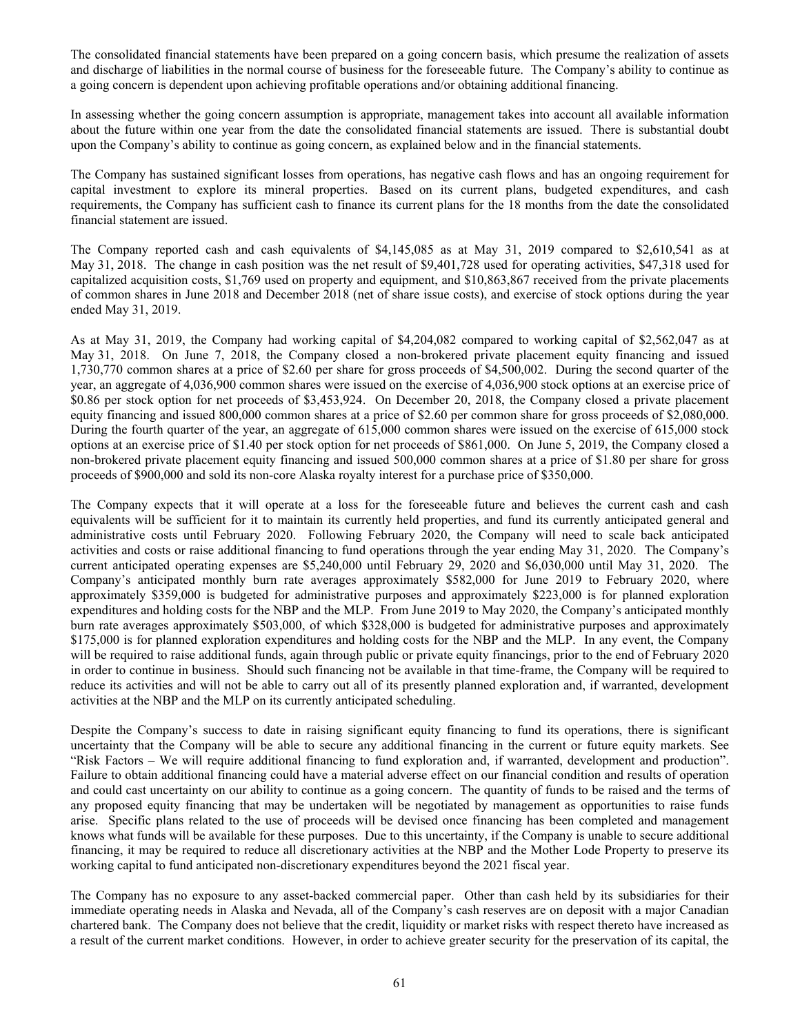The consolidated financial statements have been prepared on a going concern basis, which presume the realization of assets and discharge of liabilities in the normal course of business for the foreseeable future. The Company's ability to continue as a going concern is dependent upon achieving profitable operations and/or obtaining additional financing.

In assessing whether the going concern assumption is appropriate, management takes into account all available information about the future within one year from the date the consolidated financial statements are issued. There is substantial doubt upon the Company's ability to continue as going concern, as explained below and in the financial statements.

The Company has sustained significant losses from operations, has negative cash flows and has an ongoing requirement for capital investment to explore its mineral properties. Based on its current plans, budgeted expenditures, and cash requirements, the Company has sufficient cash to finance its current plans for the 18 months from the date the consolidated financial statement are issued.

The Company reported cash and cash equivalents of $4,145,085 as at May 31, 2019 compared to $2,610,541 as at May 31, 2018. The change in cash position was the net result of $9,401,728 used for operating activities, $47,318 used for capitalized acquisition costs, $1,769 used on property and equipment, and $10,863,867 received from the private placements of common shares in June 2018 and December 2018 (net of share issue costs), and exercise of stock options during the year ended May 31, 2019.

As at May 31, 2019, the Company had working capital of $4,204,082 compared to working capital of $2,562,047 as at May 31, 2018. On June 7, 2018, the Company closed a non-brokered private placement equity financing and issued 1,730,770 common shares at a price of $2.60 per share for gross proceeds of $4,500,002. During the second quarter of the year, an aggregate of 4,036,900 common shares were issued on the exercise of 4,036,900 stock options at an exercise price of $0.86 per stock option for net proceeds of $3,453,924. On December 20, 2018, the Company closed a private placement equity financing and issued 800,000 common shares at a price of $2.60 per common share for gross proceeds of $2,080,000. During the fourth quarter of the year, an aggregate of 615,000 common shares were issued on the exercise of 615,000 stock options at an exercise price of $1.40 per stock option for net proceeds of $861,000. On June 5, 2019, the Company closed a non-brokered private placement equity financing and issued 500,000 common shares at a price of $1.80 per share for gross proceeds of $900,000 and sold its non-core Alaska royalty interest for a purchase price of $350,000.

The Company expects that it will operate at a loss for the foreseeable future and believes the current cash and cash equivalents will be sufficient for it to maintain its currently held properties, and fund its currently anticipated general and administrative costs until February 2020. Following February 2020, the Company will need to scale back anticipated activities and costs or raise additional financing to fund operations through the year ending May 31, 2020. The Company's current anticipated operating expenses are $5,240,000 until February 29, 2020 and $6,030,000 until May 31, 2020. The Company's anticipated monthly burn rate averages approximately $582,000 for June 2019 to February 2020, where approximately $359,000 is budgeted for administrative purposes and approximately $223,000 is for planned exploration expenditures and holding costs for the NBP and the MLP. From June 2019 to May 2020, the Company's anticipated monthly burn rate averages approximately $503,000, of which $328,000 is budgeted for administrative purposes and approximately $175,000 is for planned exploration expenditures and holding costs for the NBP and the MLP. In any event, the Company will be required to raise additional funds, again through public or private equity financings, prior to the end of February 2020 in order to continue in business. Should such financing not be available in that time-frame, the Company will be required to reduce its activities and will not be able to carry out all of its presently planned exploration and, if warranted, development activities at the NBP and the MLP on its currently anticipated scheduling.

Despite the Company's success to date in raising significant equity financing to fund its operations, there is significant uncertainty that the Company will be able to secure any additional financing in the current or future equity markets. See "Risk Factors – We will require additional financing to fund exploration and, if warranted, development and production". Failure to obtain additional financing could have a material adverse effect on our financial condition and results of operation and could cast uncertainty on our ability to continue as a going concern. The quantity of funds to be raised and the terms of any proposed equity financing that may be undertaken will be negotiated by management as opportunities to raise funds arise. Specific plans related to the use of proceeds will be devised once financing has been completed and management knows what funds will be available for these purposes. Due to this uncertainty, if the Company is unable to secure additional financing, it may be required to reduce all discretionary activities at the NBP and the Mother Lode Property to preserve its working capital to fund anticipated non-discretionary expenditures beyond the 2021 fiscal year.

The Company has no exposure to any asset-backed commercial paper. Other than cash held by its subsidiaries for their immediate operating needs in Alaska and Nevada, all of the Company's cash reserves are on deposit with a major Canadian chartered bank. The Company does not believe that the credit, liquidity or market risks with respect thereto have increased as a result of the current market conditions. However, in order to achieve greater security for the preservation of its capital, the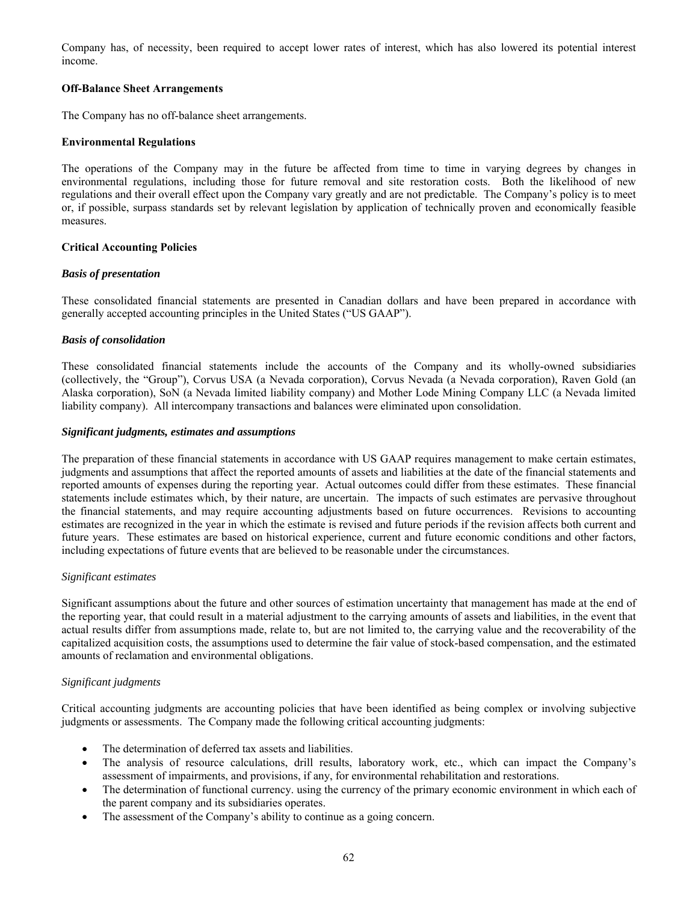Company has, of necessity, been required to accept lower rates of interest, which has also lowered its potential interest income.

**Off-Balance Sheet Arrangements**

The Company has no off-balance sheet arrangements.

**Environmental Regulations**

The operations of the Company may in the future be affected from time to time in varying degrees by changes in environmental regulations, including those for future removal and site restoration costs. Both the likelihood of new regulations and their overall effect upon the Company vary greatly and are not predictable. The Company's policy is to meet or, if possible, surpass standards set by relevant legislation by application of technically proven and economically feasible measures.

**Critical Accounting Policies**

***Basis of presentation***

These consolidated financial statements are presented in Canadian dollars and have been prepared in accordance with generally accepted accounting principles in the United States ("US GAAP").

***Basis of consolidation***

These consolidated financial statements include the accounts of the Company and its wholly-owned subsidiaries (collectively, the "Group"), Corvus USA (a Nevada corporation), Corvus Nevada (a Nevada corporation), Raven Gold (an Alaska corporation), SoN (a Nevada limited liability company) and Mother Lode Mining Company LLC (a Nevada limited liability company). All intercompany transactions and balances were eliminated upon consolidation.

***Significant judgments, estimates and assumptions***

The preparation of these financial statements in accordance with US GAAP requires management to make certain estimates, judgments and assumptions that affect the reported amounts of assets and liabilities at the date of the financial statements and reported amounts of expenses during the reporting year. Actual outcomes could differ from these estimates. These financial statements include estimates which, by their nature, are uncertain. The impacts of such estimates are pervasive throughout the financial statements, and may require accounting adjustments based on future occurrences. Revisions to accounting estimates are recognized in the year in which the estimate is revised and future periods if the revision affects both current and future years. These estimates are based on historical experience, current and future economic conditions and other factors, including expectations of future events that are believed to be reasonable under the circumstances.

*Significant estimates*

Significant assumptions about the future and other sources of estimation uncertainty that management has made at the end of the reporting year, that could result in a material adjustment to the carrying amounts of assets and liabilities, in the event that actual results differ from assumptions made, relate to, but are not limited to, the carrying value and the recoverability of the capitalized acquisition costs, the assumptions used to determine the fair value of stock-based compensation, and the estimated amounts of reclamation and environmental obligations.

*Significant judgments*

Critical accounting judgments are accounting policies that have been identified as being complex or involving subjective judgments or assessments. The Company made the following critical accounting judgments:

- The determination of deferred tax assets and liabilities.
- The analysis of resource calculations, drill results, laboratory work, etc., which can impact the Company's assessment of impairments, and provisions, if any, for environmental rehabilitation and restorations.
- The determination of functional currency. using the currency of the primary economic environment in which each of the parent company and its subsidiaries operates.
- The assessment of the Company's ability to continue as a going concern.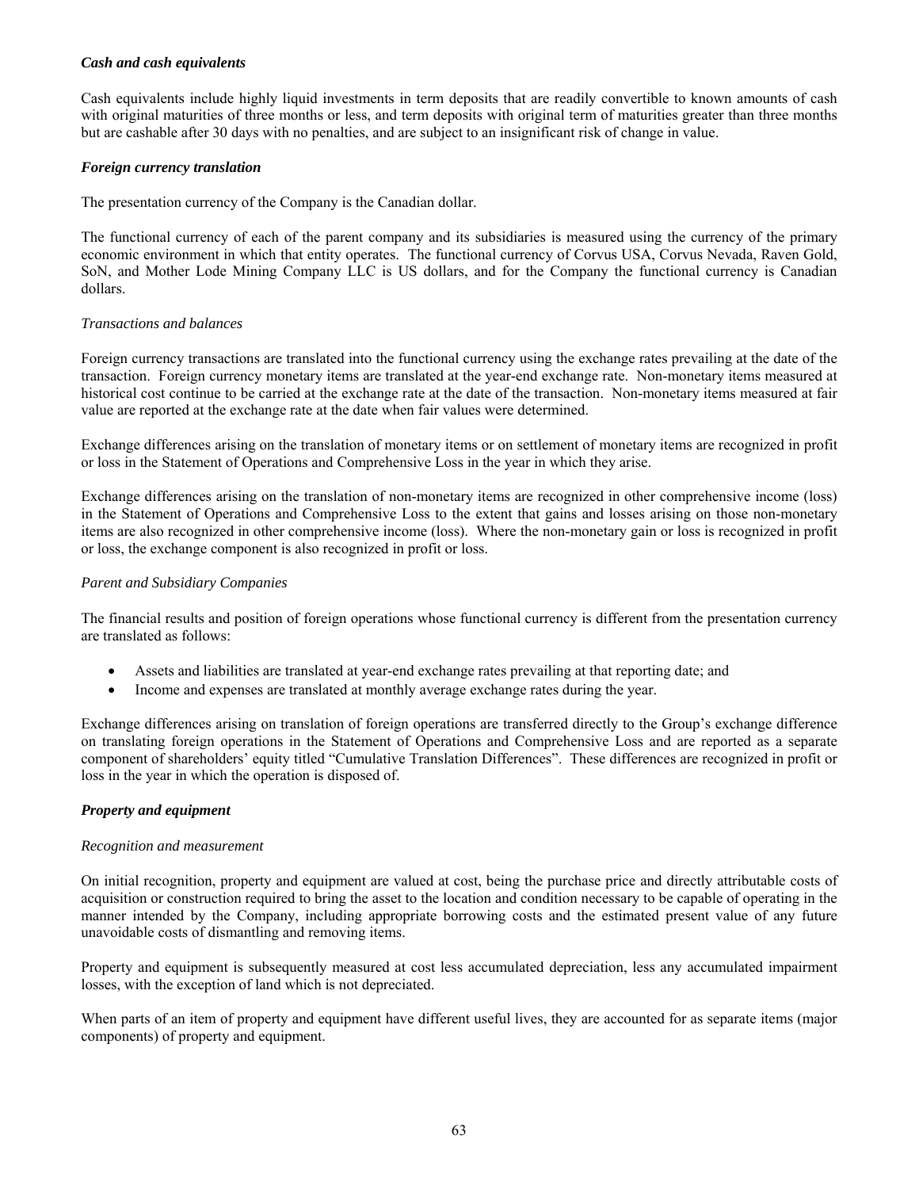***Cash and cash equivalents***

Cash equivalents include highly liquid investments in term deposits that are readily convertible to known amounts of cash with original maturities of three months or less, and term deposits with original term of maturities greater than three months but are cashable after 30 days with no penalties, and are subject to an insignificant risk of change in value.

***Foreign currency translation***

The presentation currency of the Company is the Canadian dollar.

The functional currency of each of the parent company and its subsidiaries is measured using the currency of the primary economic environment in which that entity operates. The functional currency of Corvus USA, Corvus Nevada, Raven Gold, SoN, and Mother Lode Mining Company LLC is US dollars, and for the Company the functional currency is Canadian dollars.

*Transactions and balances*

Foreign currency transactions are translated into the functional currency using the exchange rates prevailing at the date of the transaction. Foreign currency monetary items are translated at the year-end exchange rate. Non-monetary items measured at historical cost continue to be carried at the exchange rate at the date of the transaction. Non-monetary items measured at fair value are reported at the exchange rate at the date when fair values were determined.

Exchange differences arising on the translation of monetary items or on settlement of monetary items are recognized in profit or loss in the Statement of Operations and Comprehensive Loss in the year in which they arise.

Exchange differences arising on the translation of non-monetary items are recognized in other comprehensive income (loss) in the Statement of Operations and Comprehensive Loss to the extent that gains and losses arising on those non-monetary items are also recognized in other comprehensive income (loss). Where the non-monetary gain or loss is recognized in profit or loss, the exchange component is also recognized in profit or loss.

*Parent and Subsidiary Companies*

The financial results and position of foreign operations whose functional currency is different from the presentation currency are translated as follows:

- Assets and liabilities are translated at year-end exchange rates prevailing at that reporting date; and
- Income and expenses are translated at monthly average exchange rates during the year.

Exchange differences arising on translation of foreign operations are transferred directly to the Group's exchange difference on translating foreign operations in the Statement of Operations and Comprehensive Loss and are reported as a separate component of shareholders' equity titled "Cumulative Translation Differences". These differences are recognized in profit or loss in the year in which the operation is disposed of.

***Property and equipment***

*Recognition and measurement*

On initial recognition, property and equipment are valued at cost, being the purchase price and directly attributable costs of acquisition or construction required to bring the asset to the location and condition necessary to be capable of operating in the manner intended by the Company, including appropriate borrowing costs and the estimated present value of any future unavoidable costs of dismantling and removing items.

Property and equipment is subsequently measured at cost less accumulated depreciation, less any accumulated impairment losses, with the exception of land which is not depreciated.

When parts of an item of property and equipment have different useful lives, they are accounted for as separate items (major components) of property and equipment.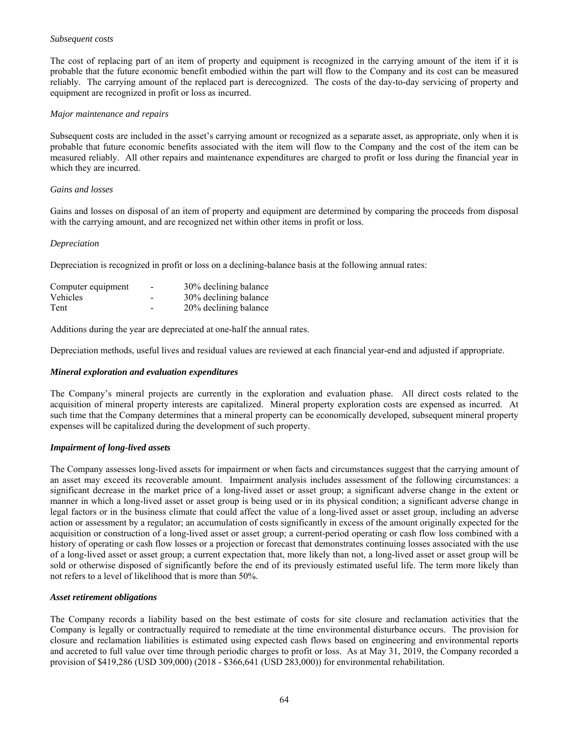*Subsequent costs*

The cost of replacing part of an item of property and equipment is recognized in the carrying amount of the item if it is probable that the future economic benefit embodied within the part will flow to the Company and its cost can be measured reliably. The carrying amount of the replaced part is derecognized. The costs of the day-to-day servicing of property and equipment are recognized in profit or loss as incurred.

*Major maintenance and repairs*

Subsequent costs are included in the asset's carrying amount or recognized as a separate asset, as appropriate, only when it is probable that future economic benefits associated with the item will flow to the Company and the cost of the item can be measured reliably. All other repairs and maintenance expenditures are charged to profit or loss during the financial year in which they are incurred.

*Gains and losses*

Gains and losses on disposal of an item of property and equipment are determined by comparing the proceeds from disposal with the carrying amount, and are recognized net within other items in profit or loss.

*Depreciation*

Depreciation is recognized in profit or loss on a declining-balance basis at the following annual rates:

| | | |
|---|---|---|
| Computer equipment | - | 30% declining balance |
| Vehicles | - | 30% declining balance |
| Tent | - | 20% declining balance |

Additions during the year are depreciated at one-half the annual rates.

Depreciation methods, useful lives and residual values are reviewed at each financial year-end and adjusted if appropriate.

***Mineral exploration and evaluation expenditures***

The Company's mineral projects are currently in the exploration and evaluation phase. All direct costs related to the acquisition of mineral property interests are capitalized. Mineral property exploration costs are expensed as incurred. At such time that the Company determines that a mineral property can be economically developed, subsequent mineral property expenses will be capitalized during the development of such property.

***Impairment of long-lived assets***

The Company assesses long-lived assets for impairment or when facts and circumstances suggest that the carrying amount of an asset may exceed its recoverable amount. Impairment analysis includes assessment of the following circumstances: a significant decrease in the market price of a long-lived asset or asset group; a significant adverse change in the extent or manner in which a long-lived asset or asset group is being used or in its physical condition; a significant adverse change in legal factors or in the business climate that could affect the value of a long-lived asset or asset group, including an adverse action or assessment by a regulator; an accumulation of costs significantly in excess of the amount originally expected for the acquisition or construction of a long-lived asset or asset group; a current-period operating or cash flow loss combined with a history of operating or cash flow losses or a projection or forecast that demonstrates continuing losses associated with the use of a long-lived asset or asset group; a current expectation that, more likely than not, a long-lived asset or asset group will be sold or otherwise disposed of significantly before the end of its previously estimated useful life. The term more likely than not refers to a level of likelihood that is more than 50%.

***Asset retirement obligations***

The Company records a liability based on the best estimate of costs for site closure and reclamation activities that the Company is legally or contractually required to remediate at the time environmental disturbance occurs. The provision for closure and reclamation liabilities is estimated using expected cash flows based on engineering and environmental reports and accreted to full value over time through periodic charges to profit or loss. As at May 31, 2019, the Company recorded a provision of $419,286 (USD 309,000) (2018 - $366,641 (USD 283,000)) for environmental rehabilitation.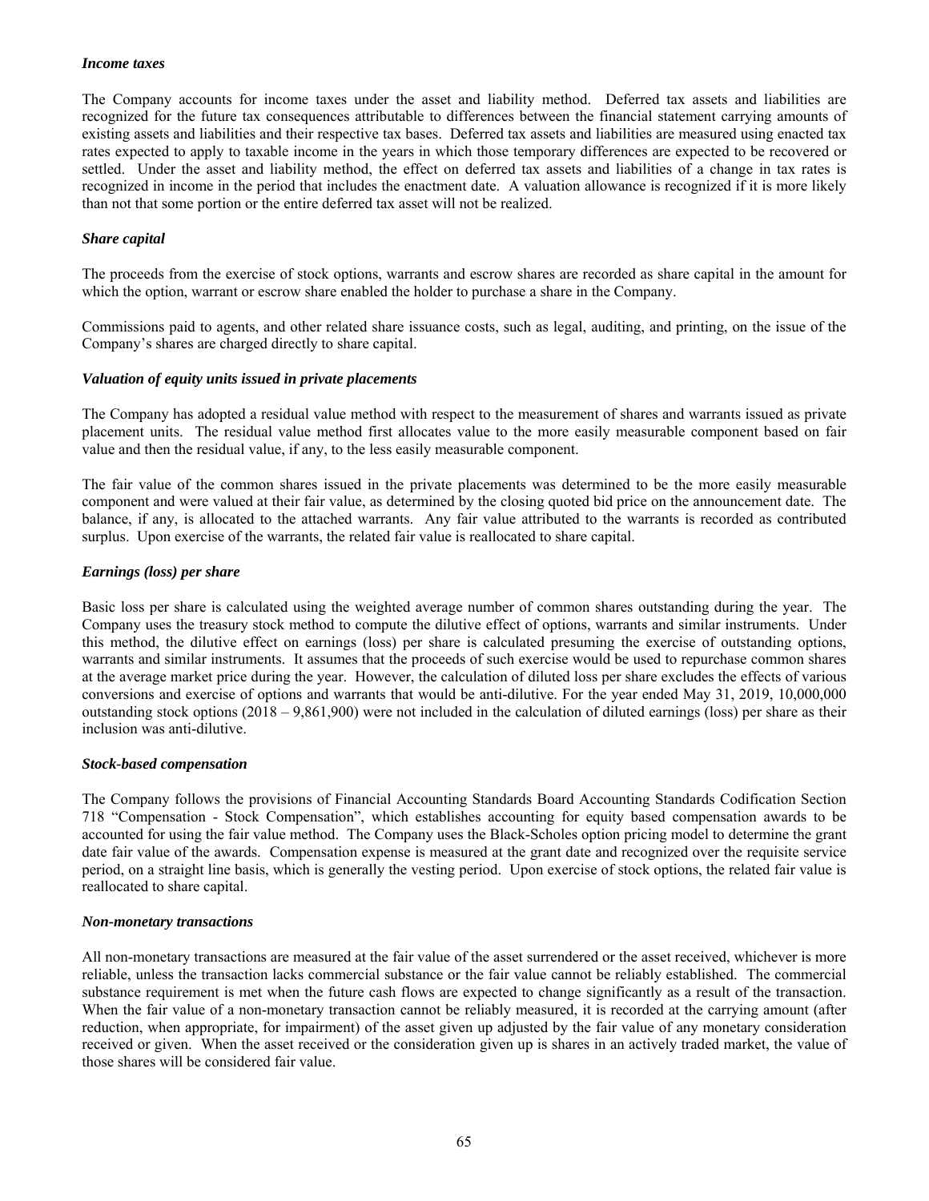***Income taxes***

The Company accounts for income taxes under the asset and liability method. Deferred tax assets and liabilities are recognized for the future tax consequences attributable to differences between the financial statement carrying amounts of existing assets and liabilities and their respective tax bases. Deferred tax assets and liabilities are measured using enacted tax rates expected to apply to taxable income in the years in which those temporary differences are expected to be recovered or settled. Under the asset and liability method, the effect on deferred tax assets and liabilities of a change in tax rates is recognized in income in the period that includes the enactment date. A valuation allowance is recognized if it is more likely than not that some portion or the entire deferred tax asset will not be realized.

***Share capital***

The proceeds from the exercise of stock options, warrants and escrow shares are recorded as share capital in the amount for which the option, warrant or escrow share enabled the holder to purchase a share in the Company.

Commissions paid to agents, and other related share issuance costs, such as legal, auditing, and printing, on the issue of the Company's shares are charged directly to share capital.

***Valuation of equity units issued in private placements***

The Company has adopted a residual value method with respect to the measurement of shares and warrants issued as private placement units. The residual value method first allocates value to the more easily measurable component based on fair value and then the residual value, if any, to the less easily measurable component.

The fair value of the common shares issued in the private placements was determined to be the more easily measurable component and were valued at their fair value, as determined by the closing quoted bid price on the announcement date. The balance, if any, is allocated to the attached warrants. Any fair value attributed to the warrants is recorded as contributed surplus. Upon exercise of the warrants, the related fair value is reallocated to share capital.

***Earnings (loss) per share***

Basic loss per share is calculated using the weighted average number of common shares outstanding during the year. The Company uses the treasury stock method to compute the dilutive effect of options, warrants and similar instruments. Under this method, the dilutive effect on earnings (loss) per share is calculated presuming the exercise of outstanding options, warrants and similar instruments. It assumes that the proceeds of such exercise would be used to repurchase common shares at the average market price during the year. However, the calculation of diluted loss per share excludes the effects of various conversions and exercise of options and warrants that would be anti-dilutive. For the year ended May 31, 2019, 10,000,000 outstanding stock options (2018 – 9,861,900) were not included in the calculation of diluted earnings (loss) per share as their inclusion was anti-dilutive.

***Stock-based compensation***

The Company follows the provisions of Financial Accounting Standards Board Accounting Standards Codification Section 718 "Compensation - Stock Compensation", which establishes accounting for equity based compensation awards to be accounted for using the fair value method. The Company uses the Black-Scholes option pricing model to determine the grant date fair value of the awards. Compensation expense is measured at the grant date and recognized over the requisite service period, on a straight line basis, which is generally the vesting period. Upon exercise of stock options, the related fair value is reallocated to share capital.

***Non-monetary transactions***

All non-monetary transactions are measured at the fair value of the asset surrendered or the asset received, whichever is more reliable, unless the transaction lacks commercial substance or the fair value cannot be reliably established. The commercial substance requirement is met when the future cash flows are expected to change significantly as a result of the transaction. When the fair value of a non-monetary transaction cannot be reliably measured, it is recorded at the carrying amount (after reduction, when appropriate, for impairment) of the asset given up adjusted by the fair value of any monetary consideration received or given. When the asset received or the consideration given up is shares in an actively traded market, the value of those shares will be considered fair value.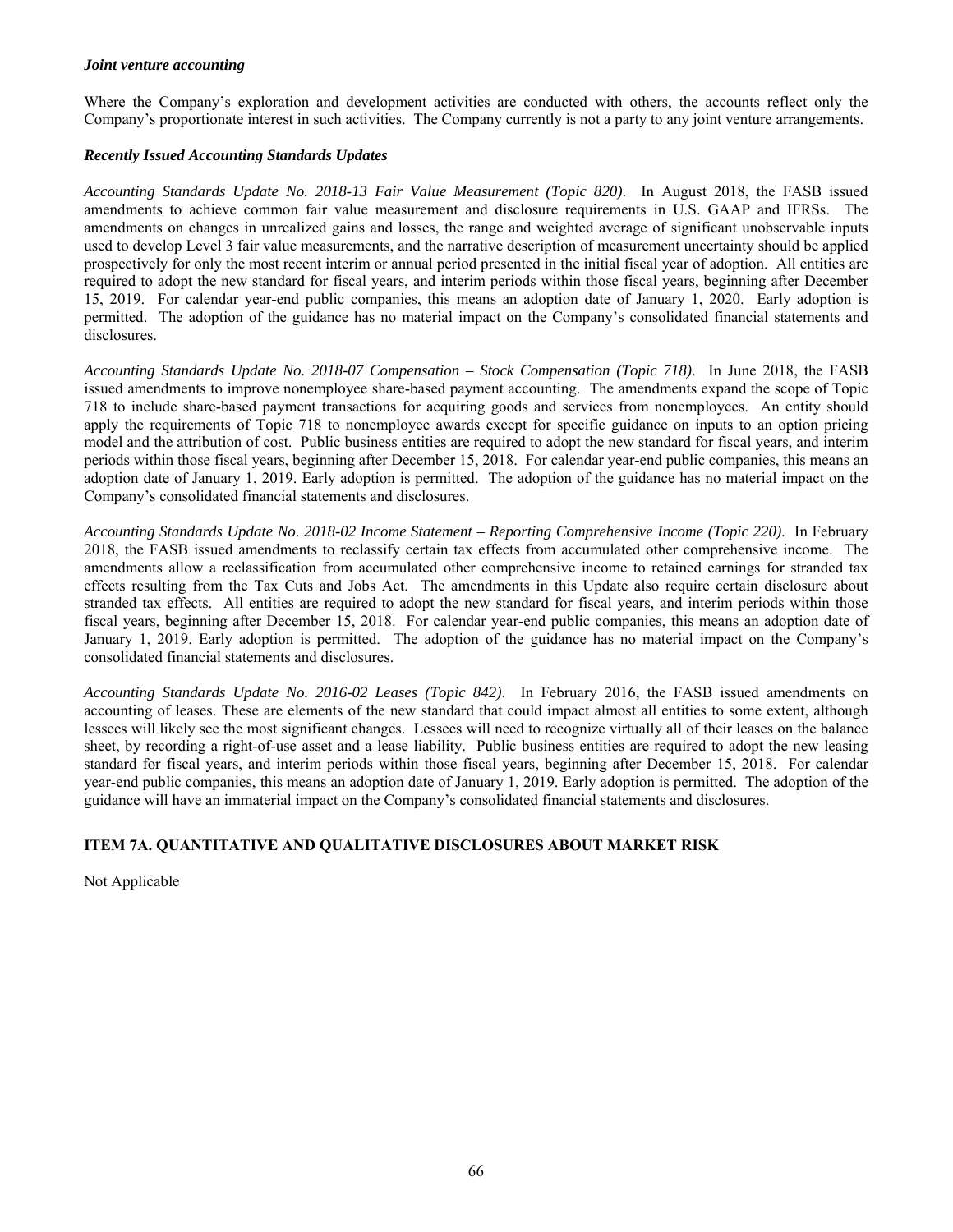***Joint venture accounting***

Where the Company's exploration and development activities are conducted with others, the accounts reflect only the Company's proportionate interest in such activities. The Company currently is not a party to any joint venture arrangements.

***Recently Issued Accounting Standards Updates***

*Accounting Standards Update No. 2018-13 Fair Value Measurement (Topic 820)*. In August 2018, the FASB issued amendments to achieve common fair value measurement and disclosure requirements in U.S. GAAP and IFRSs. The amendments on changes in unrealized gains and losses, the range and weighted average of significant unobservable inputs used to develop Level 3 fair value measurements, and the narrative description of measurement uncertainty should be applied prospectively for only the most recent interim or annual period presented in the initial fiscal year of adoption. All entities are required to adopt the new standard for fiscal years, and interim periods within those fiscal years, beginning after December 15, 2019. For calendar year-end public companies, this means an adoption date of January 1, 2020. Early adoption is permitted. The adoption of the guidance has no material impact on the Company's consolidated financial statements and disclosures.

*Accounting Standards Update No. 2018-07 Compensation – Stock Compensation (Topic 718)*. In June 2018, the FASB issued amendments to improve nonemployee share-based payment accounting. The amendments expand the scope of Topic 718 to include share-based payment transactions for acquiring goods and services from nonemployees. An entity should apply the requirements of Topic 718 to nonemployee awards except for specific guidance on inputs to an option pricing model and the attribution of cost. Public business entities are required to adopt the new standard for fiscal years, and interim periods within those fiscal years, beginning after December 15, 2018. For calendar year-end public companies, this means an adoption date of January 1, 2019. Early adoption is permitted. The adoption of the guidance has no material impact on the Company's consolidated financial statements and disclosures.

*Accounting Standards Update No. 2018-02 Income Statement – Reporting Comprehensive Income (Topic 220)*. In February 2018, the FASB issued amendments to reclassify certain tax effects from accumulated other comprehensive income. The amendments allow a reclassification from accumulated other comprehensive income to retained earnings for stranded tax effects resulting from the Tax Cuts and Jobs Act. The amendments in this Update also require certain disclosure about stranded tax effects. All entities are required to adopt the new standard for fiscal years, and interim periods within those fiscal years, beginning after December 15, 2018. For calendar year-end public companies, this means an adoption date of January 1, 2019. Early adoption is permitted. The adoption of the guidance has no material impact on the Company's consolidated financial statements and disclosures.

*Accounting Standards Update No. 2016-02 Leases (Topic 842)*. In February 2016, the FASB issued amendments on accounting of leases. These are elements of the new standard that could impact almost all entities to some extent, although lessees will likely see the most significant changes. Lessees will need to recognize virtually all of their leases on the balance sheet, by recording a right-of-use asset and a lease liability. Public business entities are required to adopt the new leasing standard for fiscal years, and interim periods within those fiscal years, beginning after December 15, 2018. For calendar year-end public companies, this means an adoption date of January 1, 2019. Early adoption is permitted. The adoption of the guidance will have an immaterial impact on the Company's consolidated financial statements and disclosures.

## ITEM 7A. QUANTITATIVE AND QUALITATIVE DISCLOSURES ABOUT MARKET RISK

Not Applicable